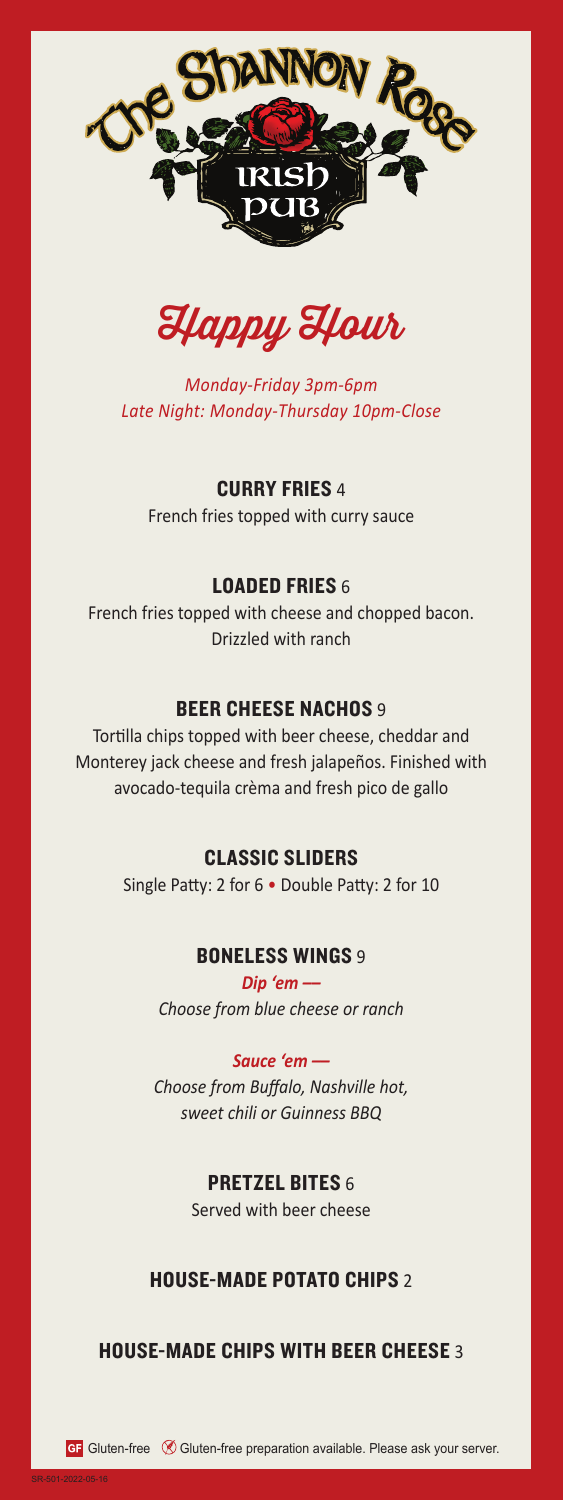# The Shannon Rose Irish Pub

## Happy Hour

*Monday-Friday 3pm-6pm*
*Late Night: Monday-Thursday 10pm-Close*

### CURRY FRIES 4
French fries topped with curry sauce

### LOADED FRIES 6
French fries topped with cheese and chopped bacon. Drizzled with ranch

### BEER CHEESE NACHOS 9
Tortilla chips topped with beer cheese, cheddar and Monterey jack cheese and fresh jalapeños. Finished with avocado-tequila crèma and fresh pico de gallo

### CLASSIC SLIDERS
Single Patty: 2 for 6 • Double Patty: 2 for 10

### BONELESS WINGS 9
***Dip 'em —***
*Choose from blue cheese or ranch*

***Sauce 'em —***
*Choose from Buffalo, Nashville hot, sweet chili or Guinness BBQ*

### PRETZEL BITES 6
Served with beer cheese

### HOUSE-MADE POTATO CHIPS 2

### HOUSE-MADE CHIPS WITH BEER CHEESE 3

GF Gluten-free (GF) Gluten-free preparation available. Please ask your server.

SR-501-2022-05-16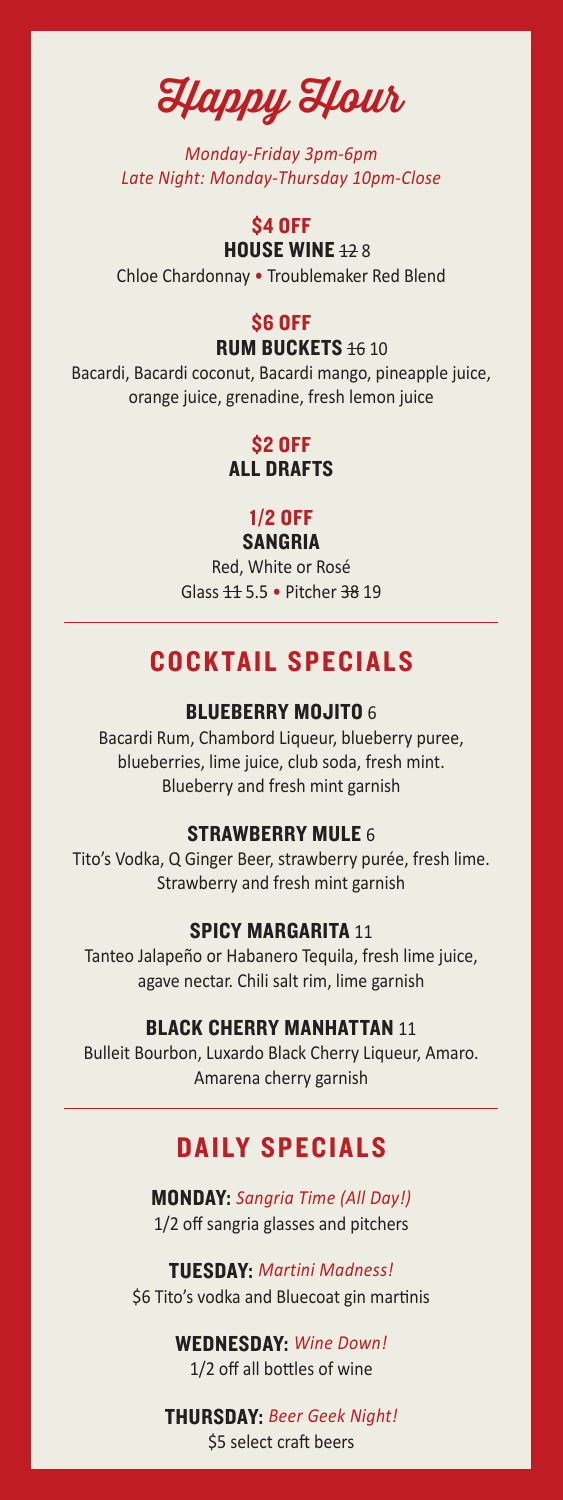# Happy Hour

*Monday-Friday 3pm-6pm*
*Late Night: Monday-Thursday 10pm-Close*

### $4 OFF
**HOUSE WINE** ~~12~~ 8

Chloe Chardonnay • Troublemaker Red Blend

### $6 OFF
**RUM BUCKETS** ~~16~~ 10

Bacardi, Bacardi coconut, Bacardi mango, pineapple juice, orange juice, grenadine, fresh lemon juice

### $2 OFF
**ALL DRAFTS**

### 1/2 OFF
**SANGRIA**

Red, White or Rosé
Glass ~~11~~ 5.5 • Pitcher ~~38~~ 19

## COCKTAIL SPECIALS

**BLUEBERRY MOJITO** 6

Bacardi Rum, Chambord Liqueur, blueberry puree, blueberries, lime juice, club soda, fresh mint. Blueberry and fresh mint garnish

**STRAWBERRY MULE** 6

Tito's Vodka, Q Ginger Beer, strawberry purée, fresh lime. Strawberry and fresh mint garnish

**SPICY MARGARITA** 11

Tanteo Jalapeño or Habanero Tequila, fresh lime juice, agave nectar. Chili salt rim, lime garnish

**BLACK CHERRY MANHATTAN** 11

Bulleit Bourbon, Luxardo Black Cherry Liqueur, Amaro. Amarena cherry garnish

## DAILY SPECIALS

**MONDAY:** *Sangria Time (All Day!)*
1/2 off sangria glasses and pitchers

**TUESDAY:** *Martini Madness!*
$6 Tito's vodka and Bluecoat gin martinis

**WEDNESDAY:** *Wine Down!*
1/2 off all bottles of wine

**THURSDAY:** *Beer Geek Night!*
$5 select craft beers